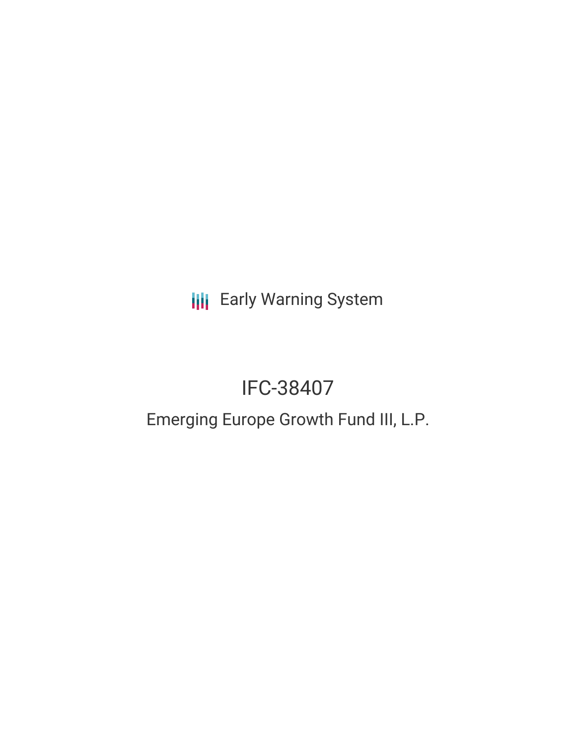Early Warning System

# IFC-38407

## Emerging Europe Growth Fund III, L.P.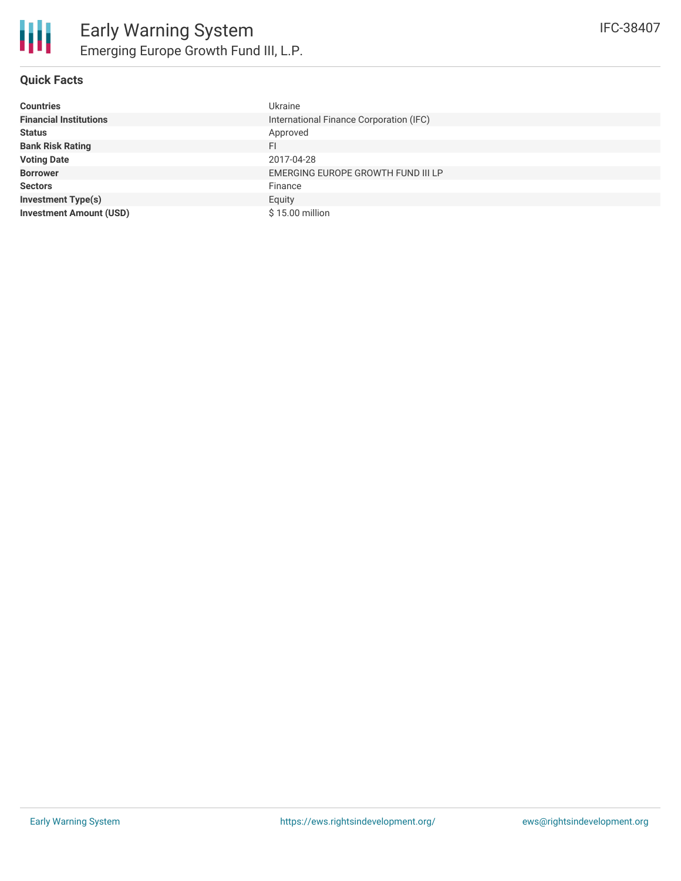# Early Warning System

## Emerging Europe Growth Fund III, L.P.

IFC-38407

### Quick Facts

| | |
|---|---|
| **Countries** | Ukraine |
| **Financial Institutions** | International Finance Corporation (IFC) |
| **Status** | Approved |
| **Bank Risk Rating** | FI |
| **Voting Date** | 2017-04-28 |
| **Borrower** | EMERGING EUROPE GROWTH FUND III LP |
| **Sectors** | Finance |
| **Investment Type(s)** | Equity |
| **Investment Amount (USD)** | $ 15.00 million |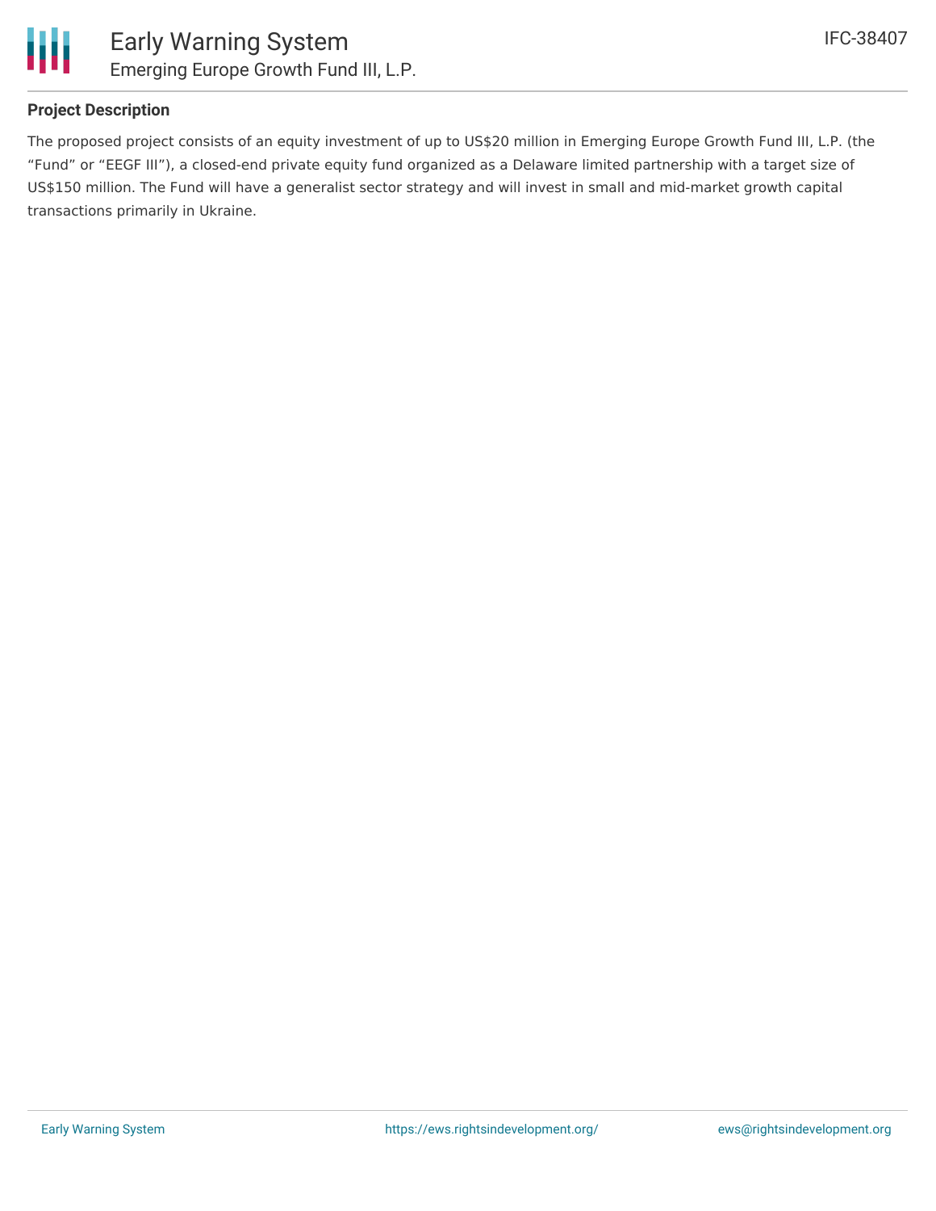## Project Description

The proposed project consists of an equity investment of up to US$20 million in Emerging Europe Growth Fund III, L.P. (the "Fund" or "EEGF III"), a closed-end private equity fund organized as a Delaware limited partnership with a target size of US$150 million. The Fund will have a generalist sector strategy and will invest in small and mid-market growth capital transactions primarily in Ukraine.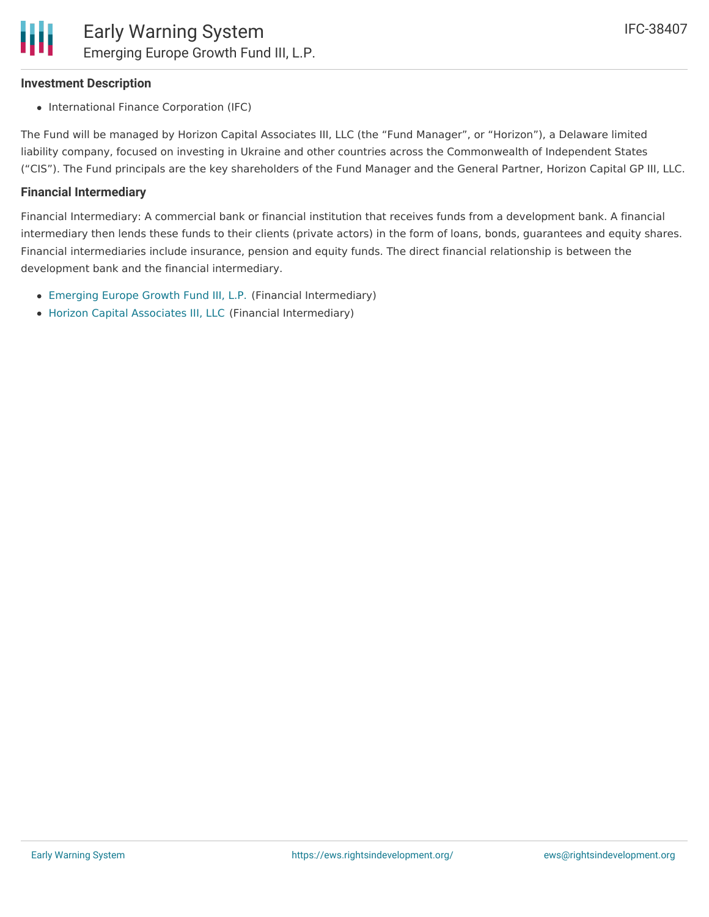### Investment Description

- International Finance Corporation (IFC)

The Fund will be managed by Horizon Capital Associates III, LLC (the “Fund Manager”, or “Horizon”), a Delaware limited liability company, focused on investing in Ukraine and other countries across the Commonwealth of Independent States (“CIS”). The Fund principals are the key shareholders of the Fund Manager and the General Partner, Horizon Capital GP III, LLC.

### Financial Intermediary

Financial Intermediary: A commercial bank or financial institution that receives funds from a development bank. A financial intermediary then lends these funds to their clients (private actors) in the form of loans, bonds, guarantees and equity shares. Financial intermediaries include insurance, pension and equity funds. The direct financial relationship is between the development bank and the financial intermediary.

- Emerging Europe Growth Fund III, L.P. (Financial Intermediary)
- Horizon Capital Associates III, LLC (Financial Intermediary)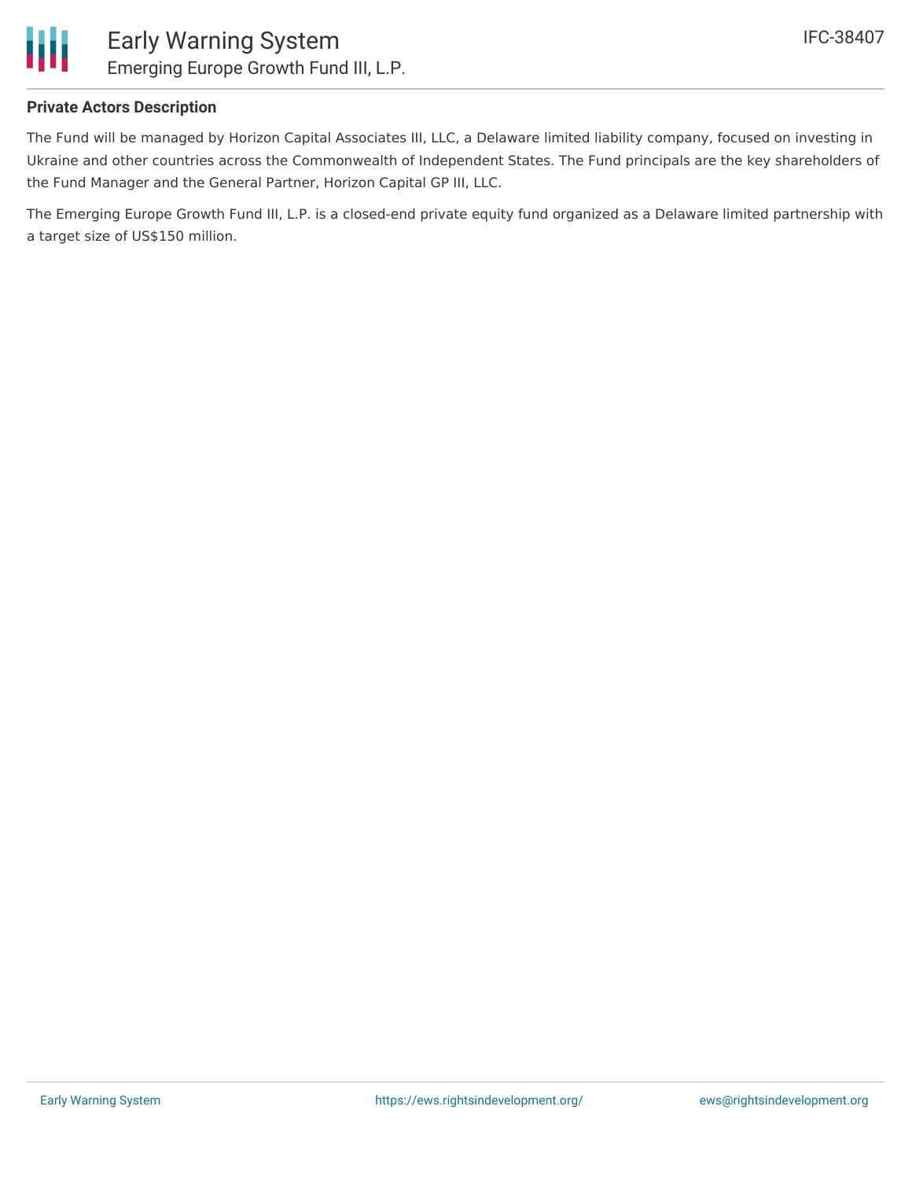**Private Actors Description**

The Fund will be managed by Horizon Capital Associates III, LLC, a Delaware limited liability company, focused on investing in Ukraine and other countries across the Commonwealth of Independent States. The Fund principals are the key shareholders of the Fund Manager and the General Partner, Horizon Capital GP III, LLC.

The Emerging Europe Growth Fund III, L.P. is a closed-end private equity fund organized as a Delaware limited partnership with a target size of US$150 million.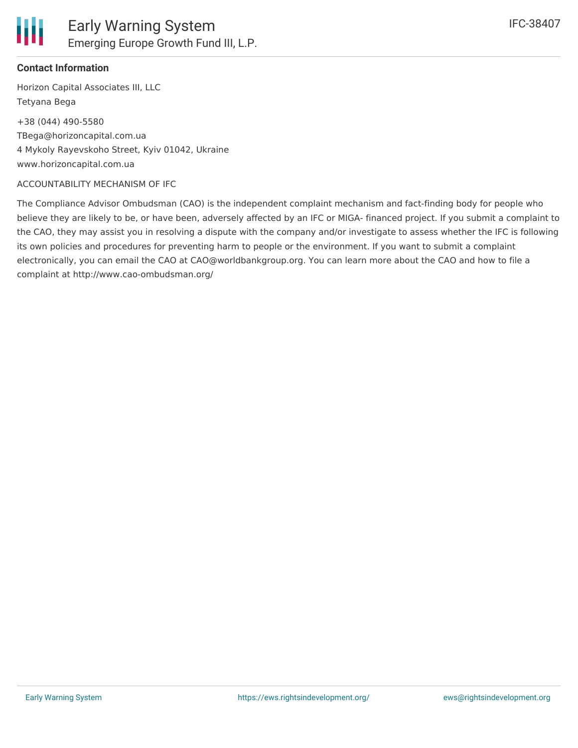**Contact Information**

Horizon Capital Associates III, LLC
Tetyana Bega

+38 (044) 490-5580
TBega@horizoncapital.com.ua
4 Mykoly Rayevskoho Street, Kyiv 01042, Ukraine
www.horizoncapital.com.ua

ACCOUNTABILITY MECHANISM OF IFC

The Compliance Advisor Ombudsman (CAO) is the independent complaint mechanism and fact-finding body for people who believe they are likely to be, or have been, adversely affected by an IFC or MIGA- financed project. If you submit a complaint to the CAO, they may assist you in resolving a dispute with the company and/or investigate to assess whether the IFC is following its own policies and procedures for preventing harm to people or the environment. If you want to submit a complaint electronically, you can email the CAO at CAO@worldbankgroup.org. You can learn more about the CAO and how to file a complaint at http://www.cao-ombudsman.org/